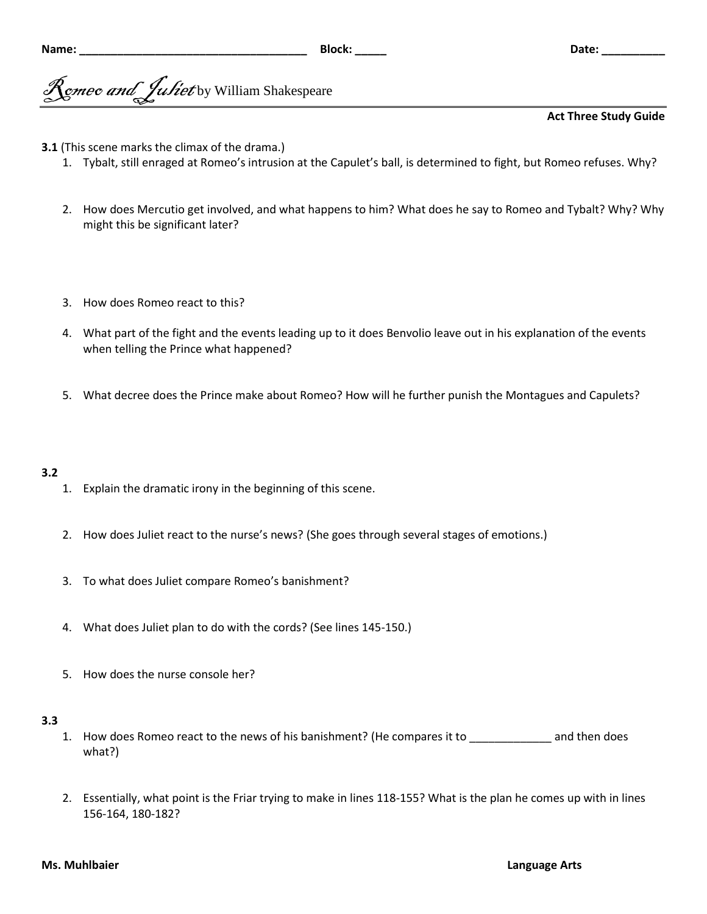**Name:** ___________________________________ **Block:** _____ **Date:** __________

# *Romeo and Juliet* by William Shakespeare

**Act Three Study Guide**

**3.1** (This scene marks the climax of the drama.)

1. Tybalt, still enraged at Romeo's intrusion at the Capulet's ball, is determined to fight, but Romeo refuses. Why?
2. How does Mercutio get involved, and what happens to him? What does he say to Romeo and Tybalt? Why? Why might this be significant later?
3. How does Romeo react to this?
4. What part of the fight and the events leading up to it does Benvolio leave out in his explanation of the events when telling the Prince what happened?
5. What decree does the Prince make about Romeo? How will he further punish the Montagues and Capulets?

**3.2**

1. Explain the dramatic irony in the beginning of this scene.
2. How does Juliet react to the nurse's news? (She goes through several stages of emotions.)
3. To what does Juliet compare Romeo's banishment?
4. What does Juliet plan to do with the cords? (See lines 145-150.)
5. How does the nurse console her?

**3.3**

1. How does Romeo react to the news of his banishment? (He compares it to _____________ and then does what?)
2. Essentially, what point is the Friar trying to make in lines 118-155? What is the plan he comes up with in lines 156-164, 180-182?

**Ms. Muhlbaier** **Language Arts**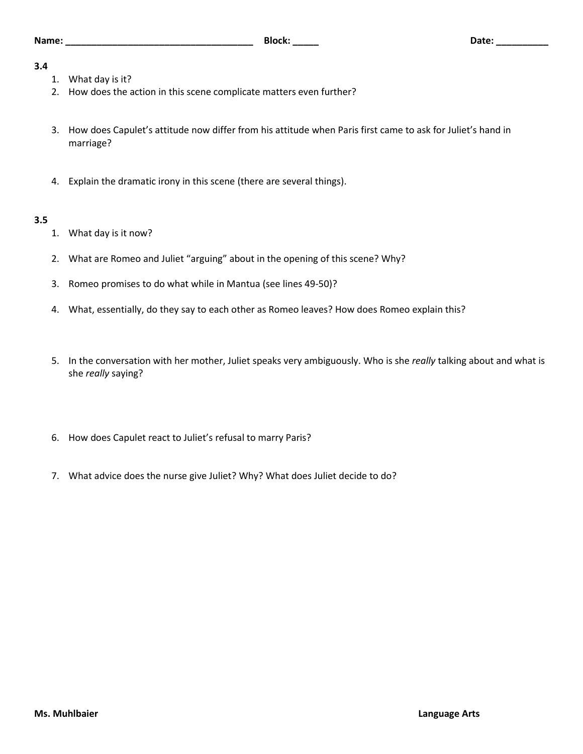Name: ___________________________________ Block: _____ Date: __________

**3.4**

1. What day is it?
2. How does the action in this scene complicate matters even further?
3. How does Capulet's attitude now differ from his attitude when Paris first came to ask for Juliet's hand in marriage?
4. Explain the dramatic irony in this scene (there are several things).

**3.5**

1. What day is it now?
2. What are Romeo and Juliet "arguing" about in the opening of this scene? Why?
3. Romeo promises to do what while in Mantua (see lines 49-50)?
4. What, essentially, do they say to each other as Romeo leaves? How does Romeo explain this?
5. In the conversation with her mother, Juliet speaks very ambiguously. Who is she *really* talking about and what is she *really* saying?
6. How does Capulet react to Juliet's refusal to marry Paris?
7. What advice does the nurse give Juliet? Why? What does Juliet decide to do?